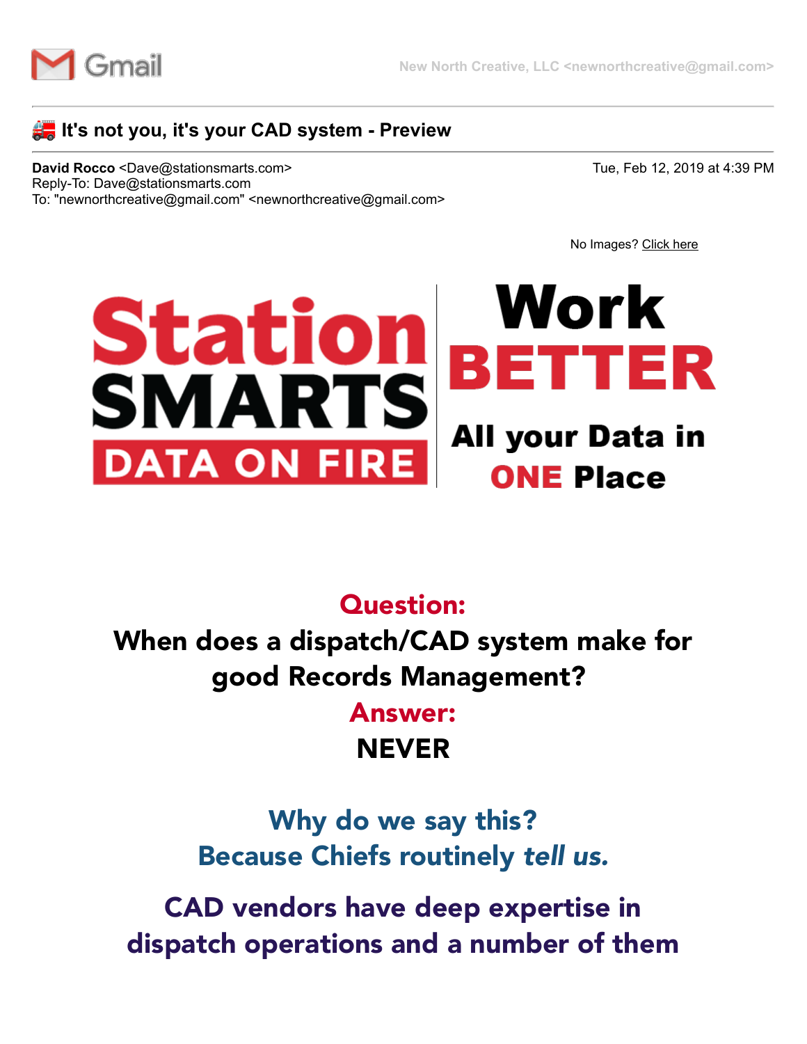Gmail

New North Creative, LLC <newnorthcreative@gmail.com>

# 🚒 It's not you, it's your CAD system - Preview

**David Rocco** <Dave@stationsmarts.com>
Reply-To: Dave@stationsmarts.com
To: "newnorthcreative@gmail.com" <newnorthcreative@gmail.com>

Tue, Feb 12, 2019 at 4:39 PM

No Images? Click here

**Station SMARTS**
**DATA ON FIRE**

**Work BETTER**
**All your Data in ONE Place**

## Question:

## When does a dispatch/CAD system make for good Records Management?

## Answer:

## NEVER

## Why do we say this?
## Because Chiefs routinely *tell us.*

## CAD vendors have deep expertise in dispatch operations and a number of them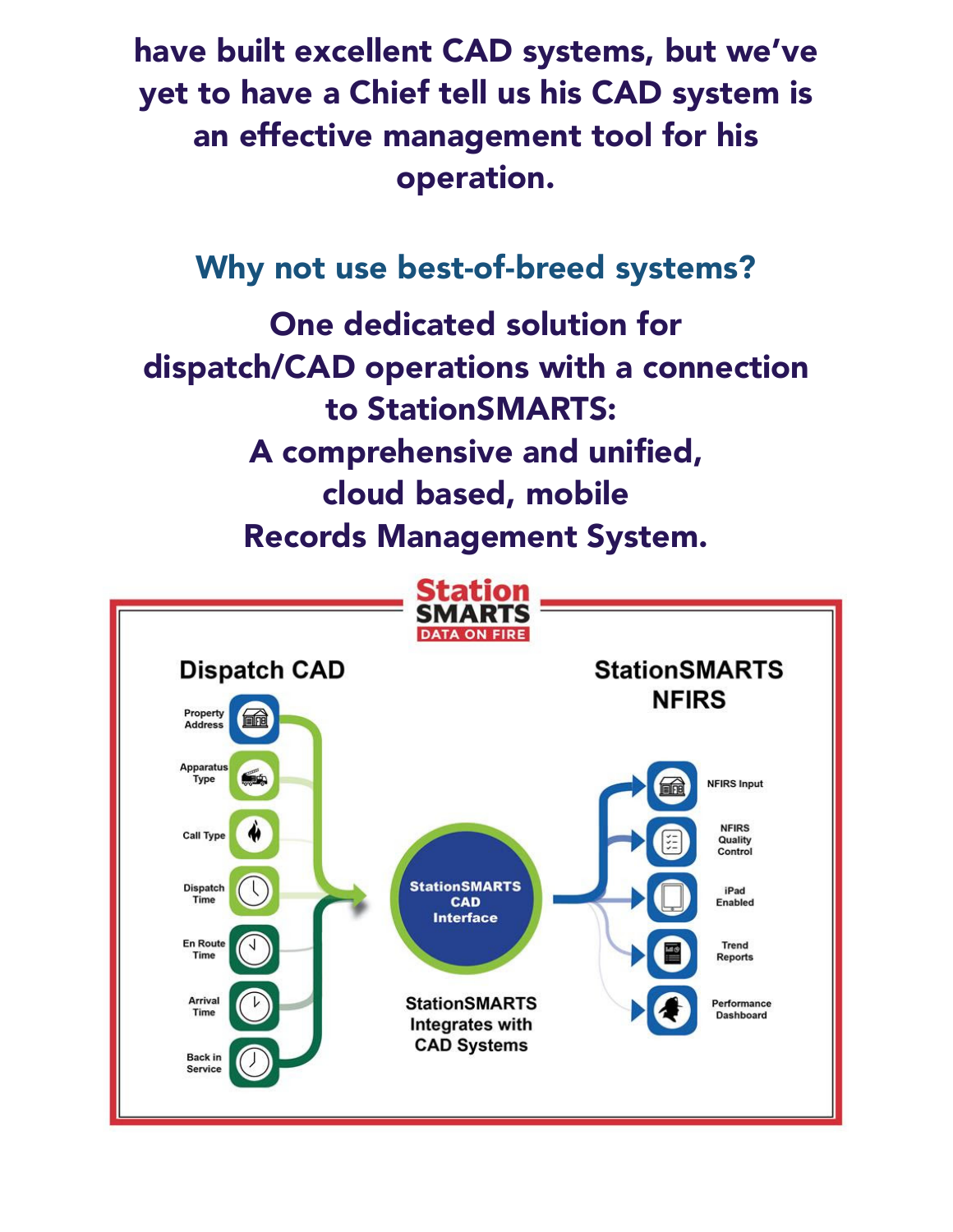**have built excellent CAD systems, but we've yet to have a Chief tell us his CAD system is an effective management tool for his operation.**

## Why not use best-of-breed systems?

**One dedicated solution for dispatch/CAD operations with a connection to StationSMARTS: A comprehensive and unified, cloud based, mobile Records Management System.**

Station SMARTS
DATA ON FIRE

**Dispatch CAD**

- Property Address
- Apparatus Type
- Call Type
- Dispatch Time
- En Route Time
- Arrival Time
- Back in Service

StationSMARTS CAD Interface

StationSMARTS Integrates with CAD Systems

**StationSMARTS NFIRS**

- NFIRS Input
- NFIRS Quality Control
- iPad Enabled
- Trend Reports
- Performance Dashboard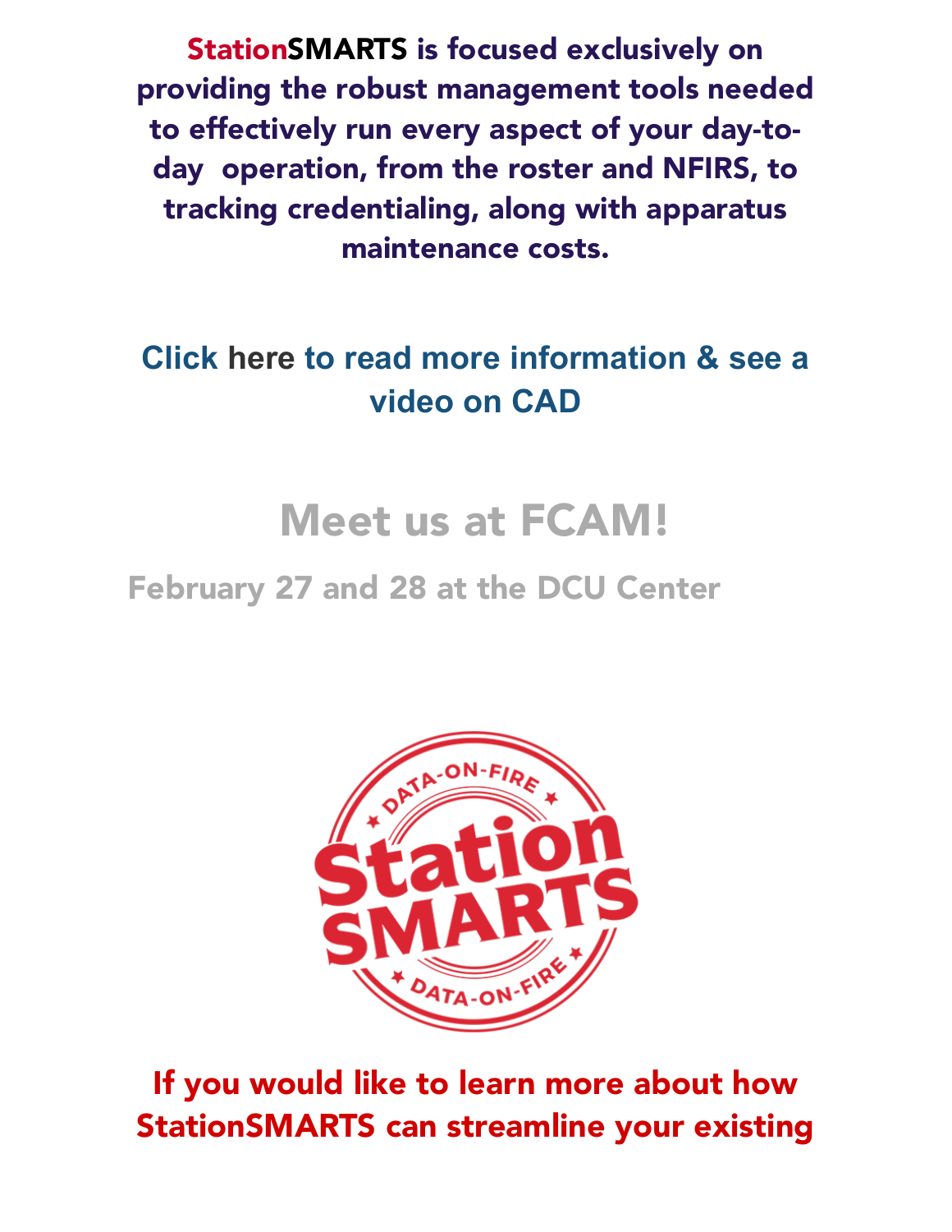**StationSMARTS is focused exclusively on providing the robust management tools needed to effectively run every aspect of your day-to-day operation, from the roster and NFIRS, to tracking credentialing, along with apparatus maintenance costs.**

**Click here to read more information & see a video on CAD**

## Meet us at FCAM!

### February 27 and 28 at the DCU Center

If you would like to learn more about how StationSMARTS can streamline your existing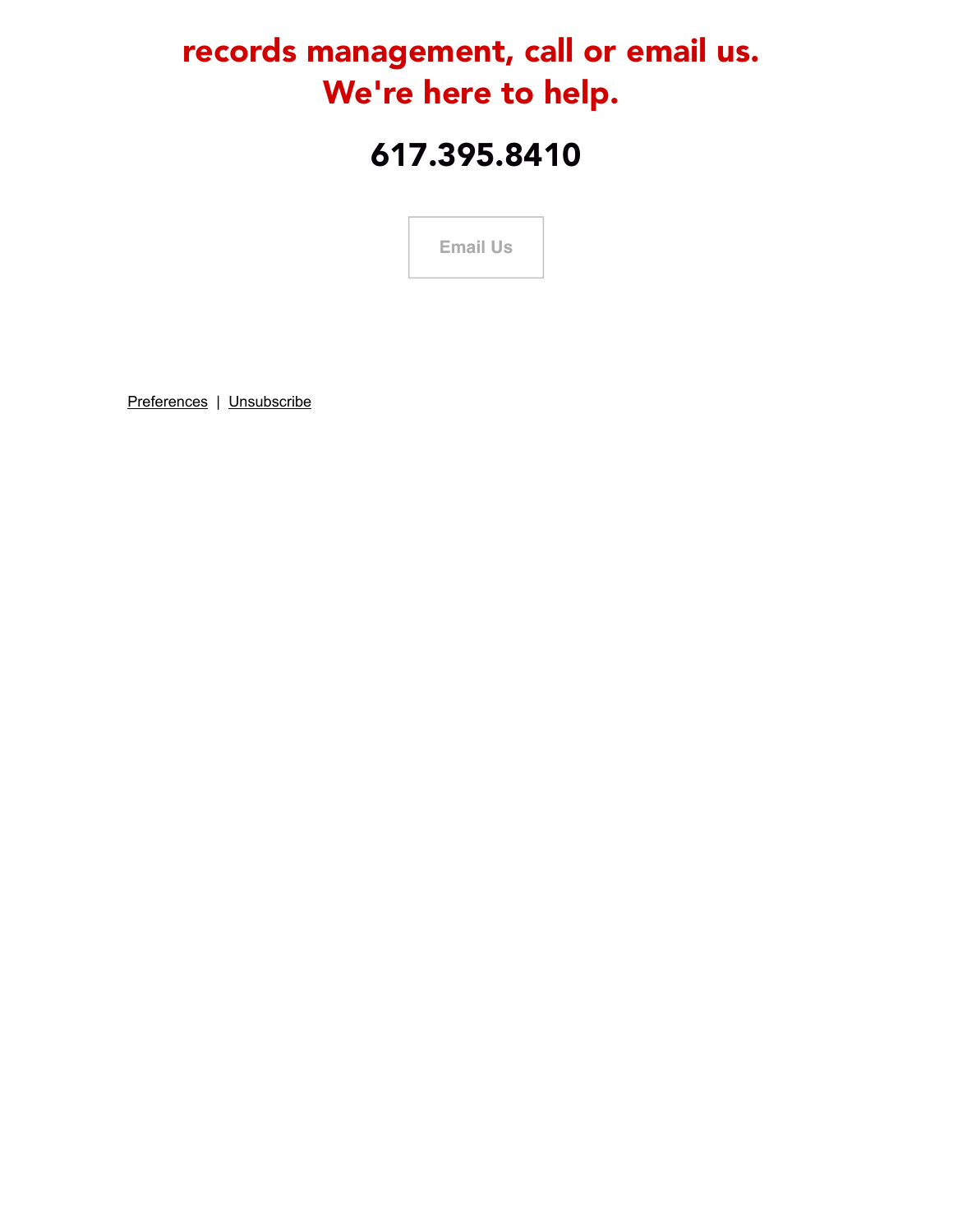## records management, call or email us. We're here to help.

## 617.395.8410

Email Us

Preferences | Unsubscribe